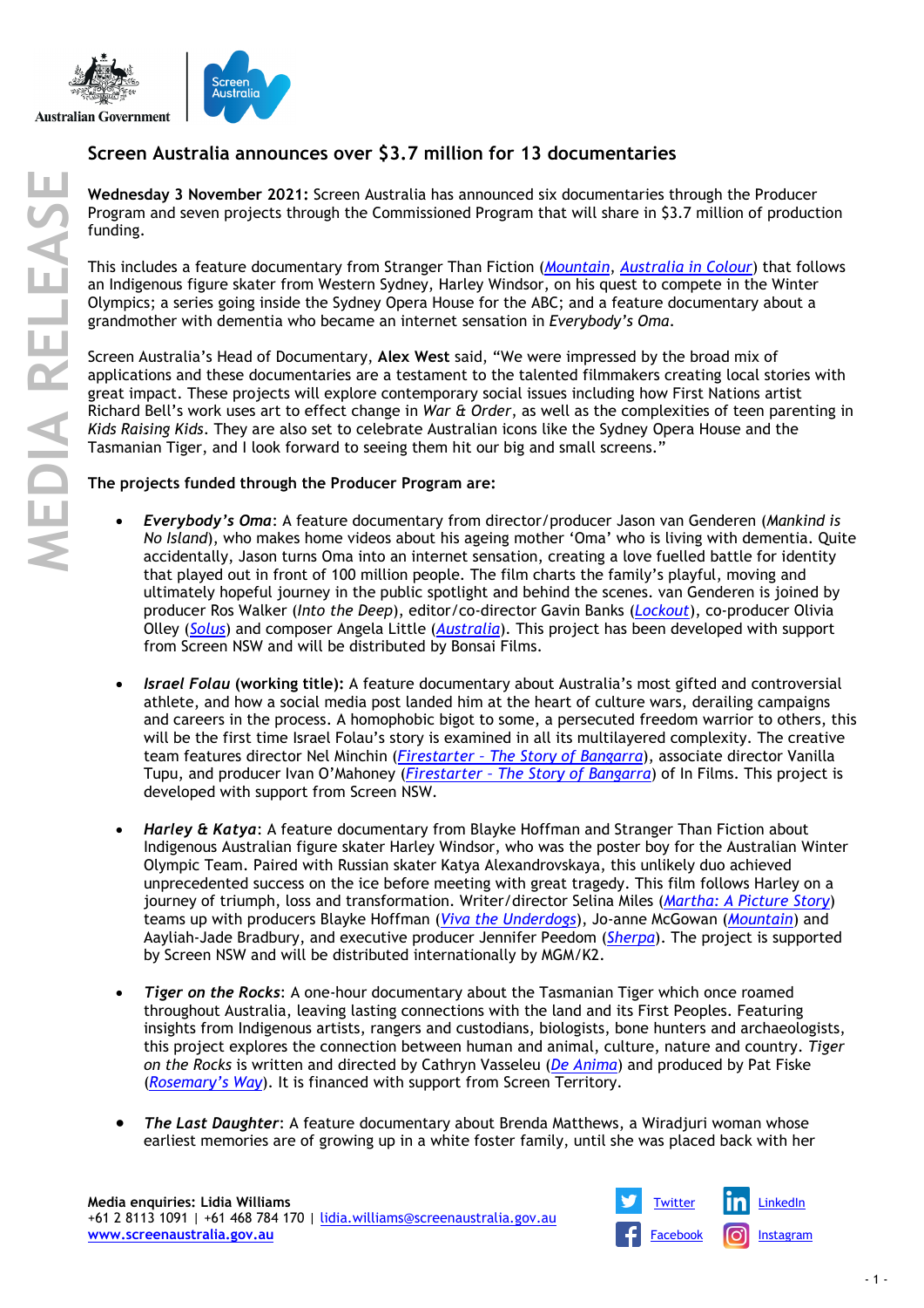# Screen Australia announces over $3.7 million for 13 documentaries

**Wednesday 3 November 2021:** Screen Australia has announced six documentaries through the Producer Program and seven projects through the Commissioned Program that will share in $3.7 million of production funding.

This includes a feature documentary from Stranger Than Fiction (*Mountain*, *Australia in Colour*) that follows an Indigenous figure skater from Western Sydney, Harley Windsor, on his quest to compete in the Winter Olympics; a series going inside the Sydney Opera House for the ABC; and a feature documentary about a grandmother with dementia who became an internet sensation in *Everybody's Oma*.

Screen Australia's Head of Documentary, **Alex West** said, "We were impressed by the broad mix of applications and these documentaries are a testament to the talented filmmakers creating local stories with great impact. These projects will explore contemporary social issues including how First Nations artist Richard Bell's work uses art to effect change in *War & Order*, as well as the complexities of teen parenting in *Kids Raising Kids*. They are also set to celebrate Australian icons like the Sydney Opera House and the Tasmanian Tiger, and I look forward to seeing them hit our big and small screens."

**The projects funded through the Producer Program are:**

- ***Everybody's Oma***: A feature documentary from director/producer Jason van Genderen (*Mankind is No Island*), who makes home videos about his ageing mother 'Oma' who is living with dementia. Quite accidentally, Jason turns Oma into an internet sensation, creating a love fuelled battle for identity that played out in front of 100 million people. The film charts the family's playful, moving and ultimately hopeful journey in the public spotlight and behind the scenes. van Genderen is joined by producer Ros Walker (*Into the Deep*), editor/co-director Gavin Banks (*Lockout*), co-producer Olivia Olley (*Solus*) and composer Angela Little (*Australia*). This project has been developed with support from Screen NSW and will be distributed by Bonsai Films.

- ***Israel Folau* (working title):** A feature documentary about Australia's most gifted and controversial athlete, and how a social media post landed him at the heart of culture wars, derailing campaigns and careers in the process. A homophobic bigot to some, a persecuted freedom warrior to others, this will be the first time Israel Folau's story is examined in all its multilayered complexity. The creative team features director Nel Minchin (*Firestarter – The Story of Bangarra*), associate director Vanilla Tupu, and producer Ivan O'Mahoney (*Firestarter – The Story of Bangarra*) of In Films. This project is developed with support from Screen NSW.

- ***Harley & Katya***: A feature documentary from Blayke Hoffman and Stranger Than Fiction about Indigenous Australian figure skater Harley Windsor, who was the poster boy for the Australian Winter Olympic Team. Paired with Russian skater Katya Alexandrovskaya, this unlikely duo achieved unprecedented success on the ice before meeting with great tragedy. This film follows Harley on a journey of triumph, loss and transformation. Writer/director Selina Miles (*Martha: A Picture Story*) teams up with producers Blayke Hoffman (*Viva the Underdogs*), Jo-anne McGowan (*Mountain*) and Aayliah-Jade Bradbury, and executive producer Jennifer Peedom (*Sherpa*). The project is supported by Screen NSW and will be distributed internationally by MGM/K2.

- ***Tiger on the Rocks***: A one-hour documentary about the Tasmanian Tiger which once roamed throughout Australia, leaving lasting connections with the land and its First Peoples. Featuring insights from Indigenous artists, rangers and custodians, biologists, bone hunters and archaeologists, this project explores the connection between human and animal, culture, nature and country. *Tiger on the Rocks* is written and directed by Cathryn Vasseleu (*De Anima*) and produced by Pat Fiske (*Rosemary's Way*). It is financed with support from Screen Territory.

- ***The Last Daughter***: A feature documentary about Brenda Matthews, a Wiradjuri woman whose earliest memories are of growing up in a white foster family, until she was placed back with her

**Media enquiries: Lidia Williams**
+61 2 8113 1091 | +61 468 784 170 | lidia.williams@screenaustralia.gov.au
www.screenaustralia.gov.au

Twitter | LinkedIn | Facebook | Instagram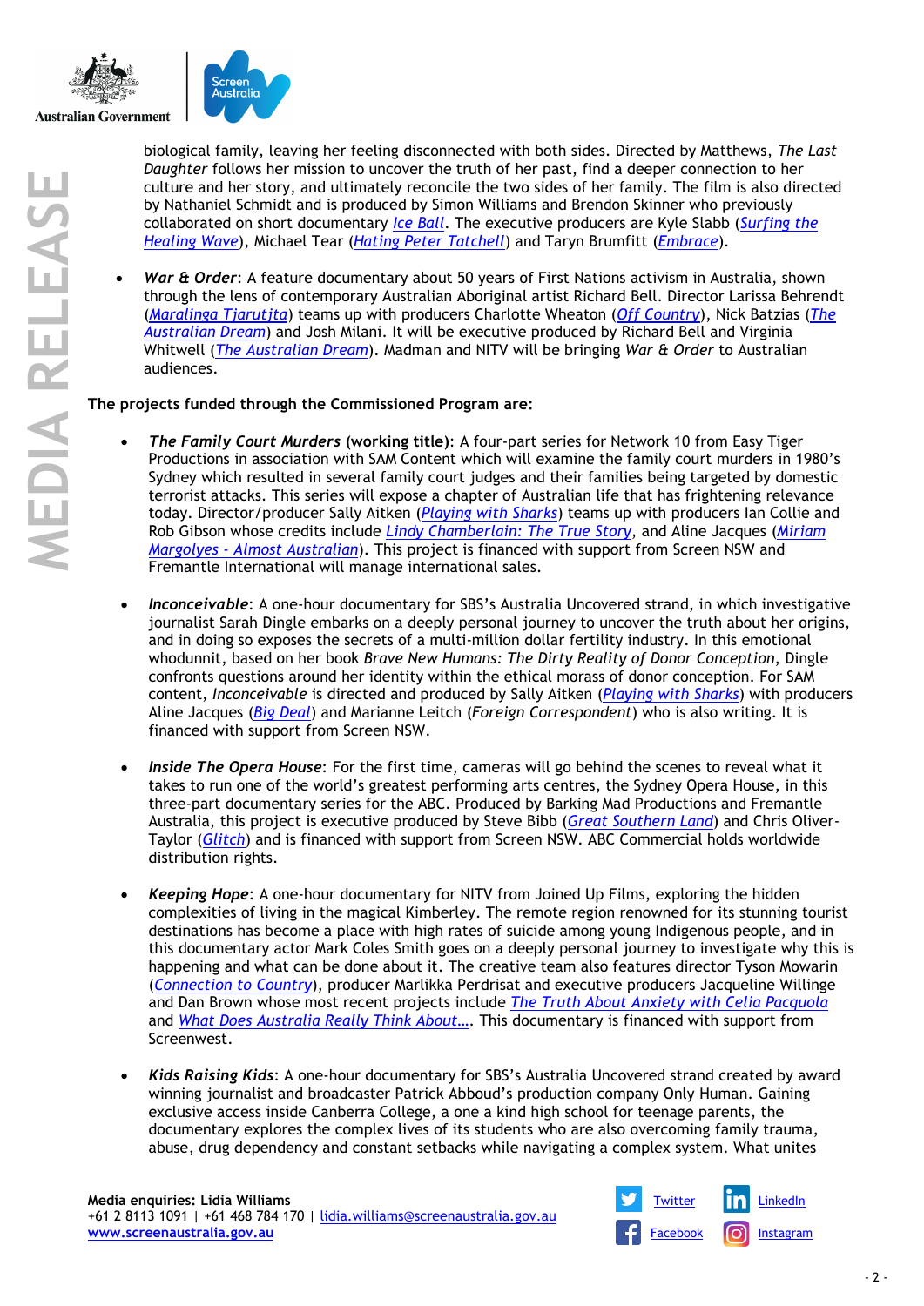biological family, leaving her feeling disconnected with both sides. Directed by Matthews, *The Last Daughter* follows her mission to uncover the truth of her past, find a deeper connection to her culture and her story, and ultimately reconcile the two sides of her family. The film is also directed by Nathaniel Schmidt and is produced by Simon Williams and Brendon Skinner who previously collaborated on short documentary *Ice Ball*. The executive producers are Kyle Slabb (*Surfing the Healing Wave*), Michael Tear (*Hating Peter Tatchell*) and Taryn Brumfitt (*Embrace*).

- ***War & Order***: A feature documentary about 50 years of First Nations activism in Australia, shown through the lens of contemporary Australian Aboriginal artist Richard Bell. Director Larissa Behrendt (*Maralinga Tjarutja*) teams up with producers Charlotte Wheaton (*Off Country*), Nick Batzias (*The Australian Dream*) and Josh Milani. It will be executive produced by Richard Bell and Virginia Whitwell (*The Australian Dream*). Madman and NITV will be bringing *War & Order* to Australian audiences.

**The projects funded through the Commissioned Program are:**

- ***The Family Court Murders* (working title)**: A four-part series for Network 10 from Easy Tiger Productions in association with SAM Content which will examine the family court murders in 1980's Sydney which resulted in several family court judges and their families being targeted by domestic terrorist attacks. This series will expose a chapter of Australian life that has frightening relevance today. Director/producer Sally Aitken (*Playing with Sharks*) teams up with producers Ian Collie and Rob Gibson whose credits include *Lindy Chamberlain: The True Story*, and Aline Jacques (*Miriam Margolyes - Almost Australian*). This project is financed with support from Screen NSW and Fremantle International will manage international sales.

- ***Inconceivable***: A one-hour documentary for SBS's Australia Uncovered strand, in which investigative journalist Sarah Dingle embarks on a deeply personal journey to uncover the truth about her origins, and in doing so exposes the secrets of a multi-million dollar fertility industry. In this emotional whodunnit, based on her book *Brave New Humans: The Dirty Reality of Donor Conception*, Dingle confronts questions around her identity within the ethical morass of donor conception. For SAM content, *Inconceivable* is directed and produced by Sally Aitken (*Playing with Sharks*) with producers Aline Jacques (*Big Deal*) and Marianne Leitch (*Foreign Correspondent*) who is also writing. It is financed with support from Screen NSW.

- ***Inside The Opera House***: For the first time, cameras will go behind the scenes to reveal what it takes to run one of the world's greatest performing arts centres, the Sydney Opera House, in this three-part documentary series for the ABC. Produced by Barking Mad Productions and Fremantle Australia, this project is executive produced by Steve Bibb (*Great Southern Land*) and Chris Oliver-Taylor (*Glitch*) and is financed with support from Screen NSW. ABC Commercial holds worldwide distribution rights.

- ***Keeping Hope***: A one-hour documentary for NITV from Joined Up Films, exploring the hidden complexities of living in the magical Kimberley. The remote region renowned for its stunning tourist destinations has become a place with high rates of suicide among young Indigenous people, and in this documentary actor Mark Coles Smith goes on a deeply personal journey to investigate why this is happening and what can be done about it. The creative team also features director Tyson Mowarin (*Connection to Country*), producer Marlikka Perdrisat and executive producers Jacqueline Willinge and Dan Brown whose most recent projects include *The Truth About Anxiety with Celia Pacquola* and *What Does Australia Really Think About…*. This documentary is financed with support from Screenwest.

- ***Kids Raising Kids***: A one-hour documentary for SBS's Australia Uncovered strand created by award winning journalist and broadcaster Patrick Abboud's production company Only Human. Gaining exclusive access inside Canberra College, a one a kind high school for teenage parents, the documentary explores the complex lives of its students who are also overcoming family trauma, abuse, drug dependency and constant setbacks while navigating a complex system. What unites

**Media enquiries: Lidia Williams**
+61 2 8113 1091 | +61 468 784 170 | lidia.williams@screenaustralia.gov.au
www.screenaustralia.gov.au

Twitter | LinkedIn | Facebook | Instagram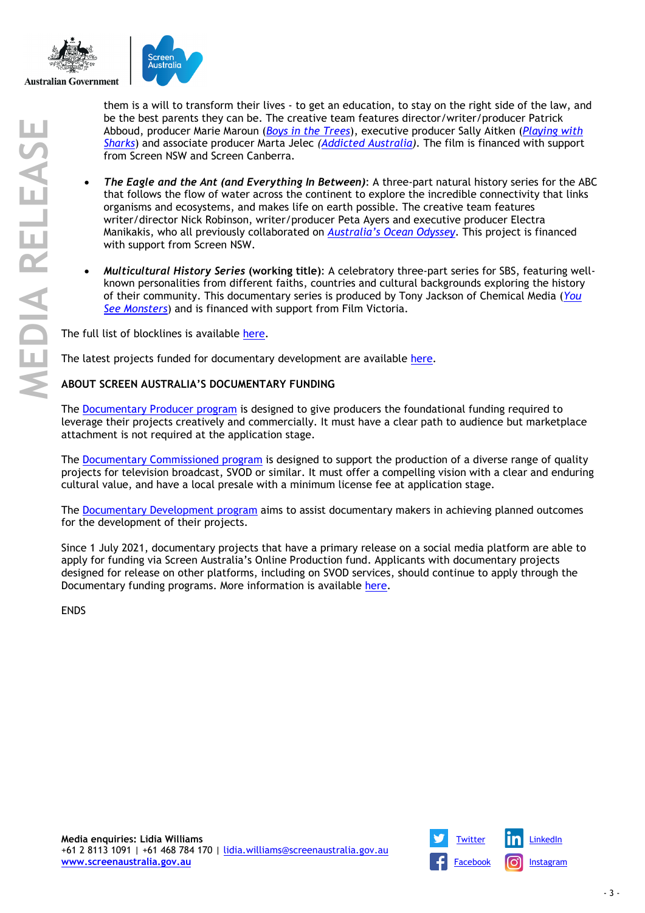them is a will to transform their lives - to get an education, to stay on the right side of the law, and be the best parents they can be. The creative team features director/writer/producer Patrick Abboud, producer Marie Maroun (*Boys in the Trees*), executive producer Sally Aitken (*Playing with Sharks*) and associate producer Marta Jelec (*Addicted Australia*). The film is financed with support from Screen NSW and Screen Canberra.

- ***The Eagle and the Ant (and Everything In Between)***: A three-part natural history series for the ABC that follows the flow of water across the continent to explore the incredible connectivity that links organisms and ecosystems, and makes life on earth possible. The creative team features writer/director Nick Robinson, writer/producer Peta Ayers and executive producer Electra Manikakis, who all previously collaborated on *Australia's Ocean Odyssey*. This project is financed with support from Screen NSW.

- ***Multicultural History Series*** **(working title)**: A celebratory three-part series for SBS, featuring well-known personalities from different faiths, countries and cultural backgrounds exploring the history of their community. This documentary series is produced by Tony Jackson of Chemical Media (*You See Monsters*) and is financed with support from Film Victoria.

The full list of blocklines is available here.

The latest projects funded for documentary development are available here.

**ABOUT SCREEN AUSTRALIA'S DOCUMENTARY FUNDING**

The Documentary Producer program is designed to give producers the foundational funding required to leverage their projects creatively and commercially. It must have a clear path to audience but marketplace attachment is not required at the application stage.

The Documentary Commissioned program is designed to support the production of a diverse range of quality projects for television broadcast, SVOD or similar. It must offer a compelling vision with a clear and enduring cultural value, and have a local presale with a minimum license fee at application stage.

The Documentary Development program aims to assist documentary makers in achieving planned outcomes for the development of their projects.

Since 1 July 2021, documentary projects that have a primary release on a social media platform are able to apply for funding via Screen Australia's Online Production fund. Applicants with documentary projects designed for release on other platforms, including on SVOD services, should continue to apply through the Documentary funding programs. More information is available here.

ENDS

**Media enquiries: Lidia Williams**
+61 2 8113 1091 | +61 468 784 170 | lidia.williams@screenaustralia.gov.au
www.screenaustralia.gov.au

Twitter LinkedIn Facebook Instagram